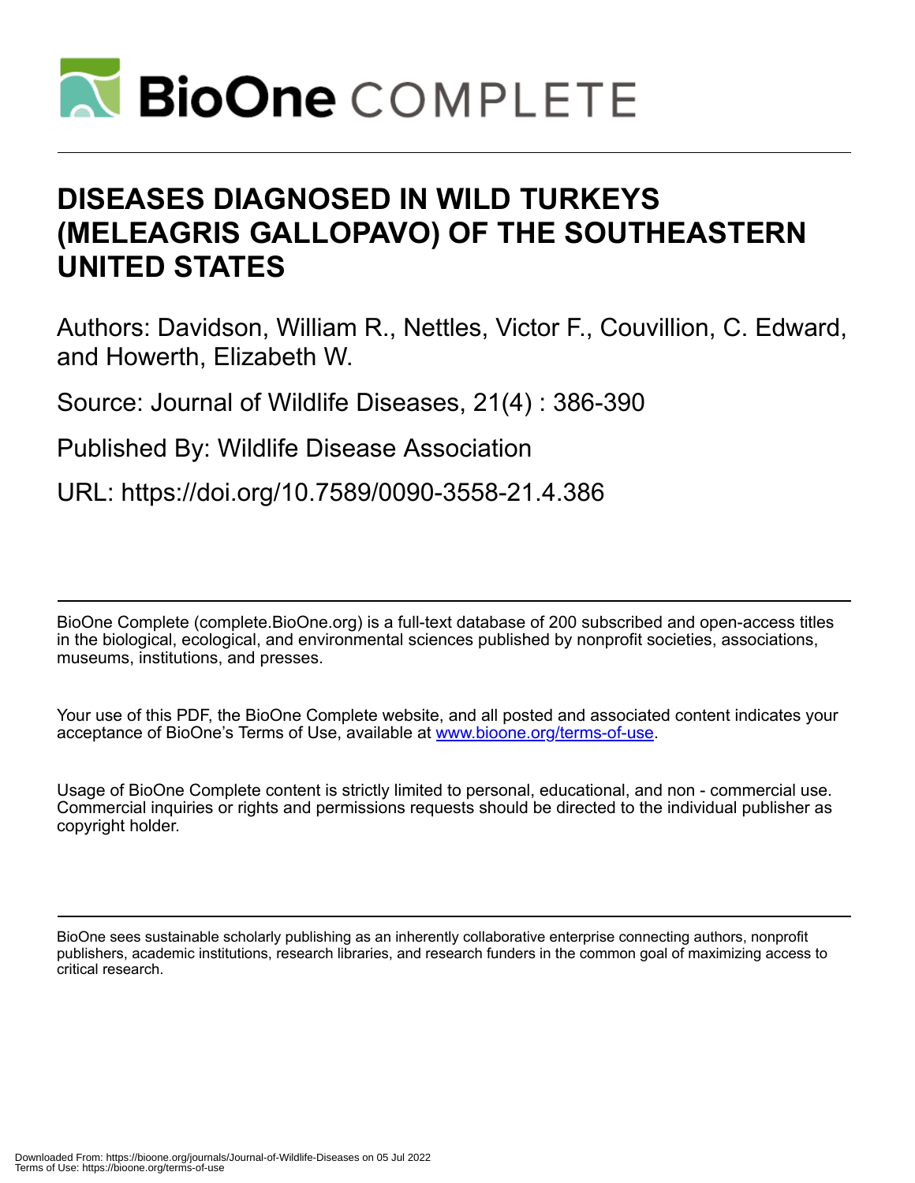# DISEASES DIAGNOSED IN WILD TURKEYS (MELEAGRIS GALLOPAVO) OF THE SOUTHEASTERN UNITED STATES

Authors: Davidson, William R., Nettles, Victor F., Couvillion, C. Edward, and Howerth, Elizabeth W.

Source: Journal of Wildlife Diseases, 21(4) : 386-390

Published By: Wildlife Disease Association

URL: https://doi.org/10.7589/0090-3558-21.4.386

---

BioOne Complete (complete.BioOne.org) is a full-text database of 200 subscribed and open-access titles in the biological, ecological, and environmental sciences published by nonprofit societies, associations, museums, institutions, and presses.

Your use of this PDF, the BioOne Complete website, and all posted and associated content indicates your acceptance of BioOne's Terms of Use, available at www.bioone.org/terms-of-use.

Usage of BioOne Complete content is strictly limited to personal, educational, and non - commercial use. Commercial inquiries or rights and permissions requests should be directed to the individual publisher as copyright holder.

---

BioOne sees sustainable scholarly publishing as an inherently collaborative enterprise connecting authors, nonprofit publishers, academic institutions, research libraries, and research funders in the common goal of maximizing access to critical research.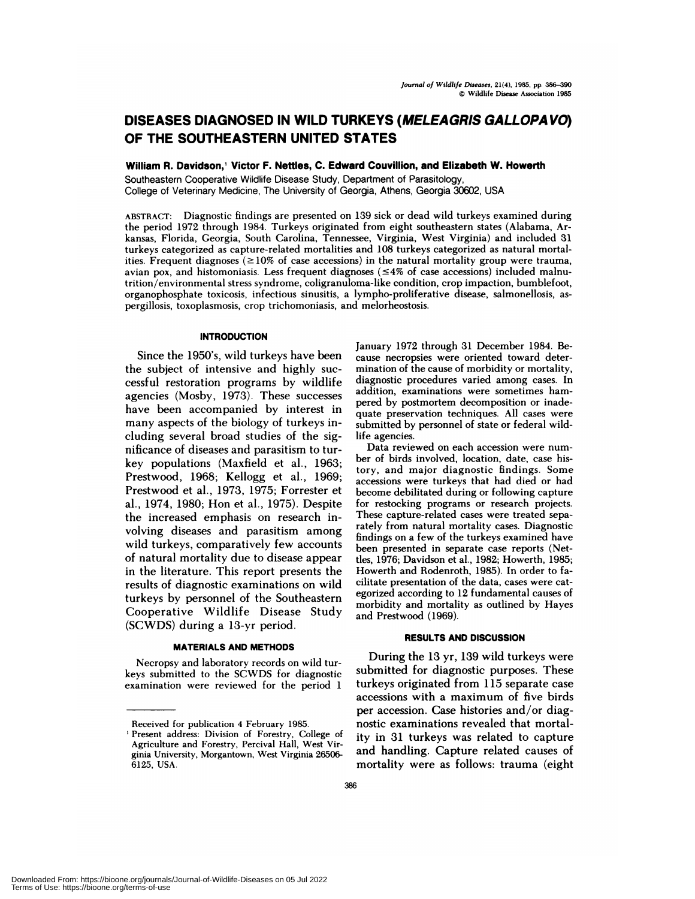# DISEASES DIAGNOSED IN WILD TURKEYS (*MELEAGRIS GALLOPAVO*) OF THE SOUTHEASTERN UNITED STATES

**William R. Davidson,[1] Victor F. Nettles, C. Edward Couvillion, and Elizabeth W. Howerth**

Southeastern Cooperative Wildlife Disease Study, Department of Parasitology, College of Veterinary Medicine, The University of Georgia, Athens, Georgia 30602, USA

ABSTRACT: Diagnostic findings are presented on 139 sick or dead wild turkeys examined during the period 1972 through 1984. Turkeys originated from eight southeastern states (Alabama, Arkansas, Florida, Georgia, South Carolina, Tennessee, Virginia, West Virginia) and included 31 turkeys categorized as capture-related mortalities and 108 turkeys categorized as natural mortalities. Frequent diagnoses (≥10% of case accessions) in the natural mortality group were trauma, avian pox, and histomoniasis. Less frequent diagnoses (≤4% of case accessions) included malnutrition/environmental stress syndrome, coligranuloma-like condition, crop impaction, bumblefoot, organophosphate toxicosis, infectious sinusitis, a lympho-proliferative disease, salmonellosis, aspergillosis, toxoplasmosis, crop trichomoniasis, and melorheostosis.

## INTRODUCTION

Since the 1950's, wild turkeys have been the subject of intensive and highly successful restoration programs by wildlife agencies (Mosby, 1973). These successes have been accompanied by interest in many aspects of the biology of turkeys including several broad studies of the significance of diseases and parasitism to turkey populations (Maxfield et al., 1963; Prestwood, 1968; Kellogg et al., 1969; Prestwood et al., 1973, 1975; Forrester et al., 1974, 1980; Hon et al., 1975). Despite the increased emphasis on research involving diseases and parasitism among wild turkeys, comparatively few accounts of natural mortality due to disease appear in the literature. This report presents the results of diagnostic examinations on wild turkeys by personnel of the Southeastern Cooperative Wildlife Disease Study (SCWDS) during a 13-yr period.

## MATERIALS AND METHODS

Necropsy and laboratory records on wild turkeys submitted to the SCWDS for diagnostic examination were reviewed for the period 1 January 1972 through 31 December 1984. Because necropsies were oriented toward determination of the cause of morbidity or mortality, diagnostic procedures varied among cases. In addition, examinations were sometimes hampered by postmortem decomposition or inadequate preservation techniques. All cases were submitted by personnel of state or federal wildlife agencies.

Data reviewed on each accession were number of birds involved, location, date, case history, and major diagnostic findings. Some accessions were turkeys that had died or had become debilitated during or following capture for restocking programs or research projects. These capture-related cases were treated separately from natural mortality cases. Diagnostic findings on a few of the turkeys examined have been presented in separate case reports (Nettles, 1976; Davidson et al., 1982; Howerth, 1985; Howerth and Rodenroth, 1985). In order to facilitate presentation of the data, cases were categorized according to 12 fundamental causes of morbidity and mortality as outlined by Hayes and Prestwood (1969).

## RESULTS AND DISCUSSION

During the 13 yr, 139 wild turkeys were submitted for diagnostic purposes. These turkeys originated from 115 separate case accessions with a maximum of five birds per accession. Case histories and/or diagnostic examinations revealed that mortality in 31 turkeys was related to capture and handling. Capture related causes of mortality were as follows: trauma (eight

Received for publication 4 February 1985.

[1] Present address: Division of Forestry, College of Agriculture and Forestry, Percival Hall, West Virginia University, Morgantown, West Virginia 26506-6125, USA.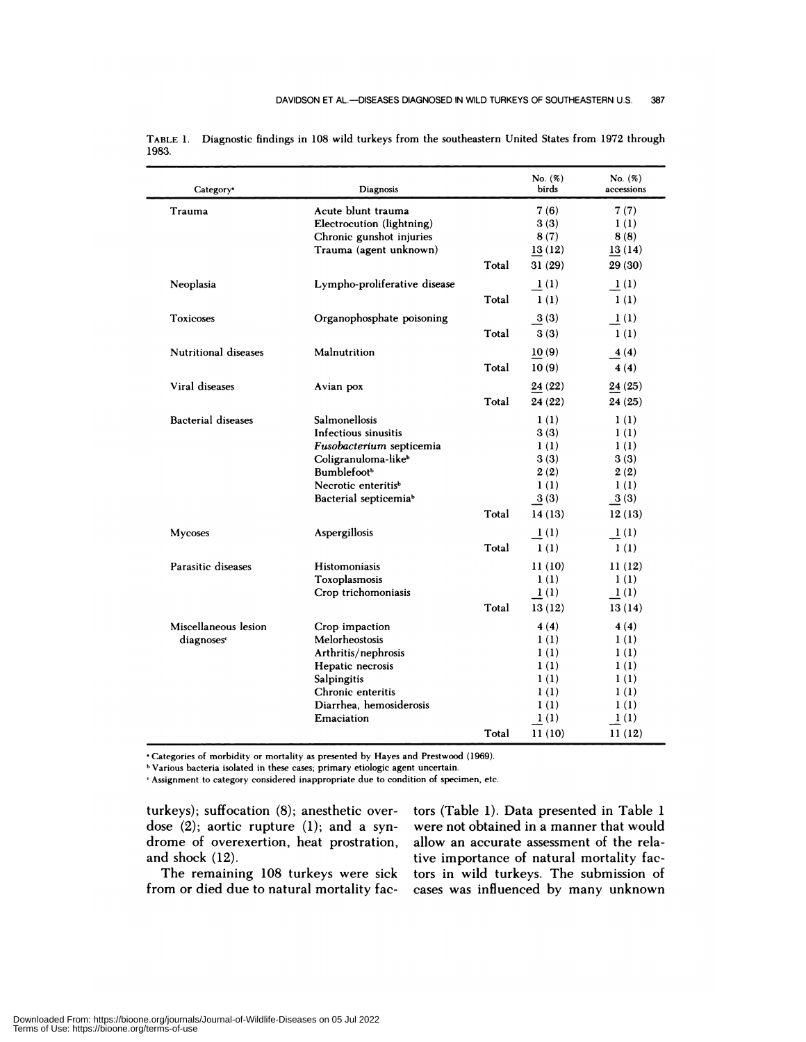TABLE 1. Diagnostic findings in 108 wild turkeys from the southeastern United States from 1972 through 1983.

| Category[a] | Diagnosis | | No. (%) birds | No. (%) accessions |
|---|---|---|---|---|
| Trauma | Acute blunt trauma | | 7 (6) | 7 (7) |
| | Electrocution (lightning) | | 3 (3) | 1 (1) |
| | Chronic gunshot injuries | | 8 (7) | 8 (8) |
| | Trauma (agent unknown) | | 13 (12) | 13 (14) |
| | | Total | 31 (29) | 29 (30) |
| Neoplasia | Lympho-proliferative disease | | 1 (1) | 1 (1) |
| | | Total | 1 (1) | 1 (1) |
| Toxicoses | Organophosphate poisoning | | 3 (3) | 1 (1) |
| | | Total | 3 (3) | 1 (1) |
| Nutritional diseases | Malnutrition | | 10 (9) | 4 (4) |
| | | Total | 10 (9) | 4 (4) |
| Viral diseases | Avian pox | | 24 (22) | 24 (25) |
| | | Total | 24 (22) | 24 (25) |
| Bacterial diseases | Salmonellosis | | 1 (1) | 1 (1) |
| | Infectious sinusitis | | 3 (3) | 1 (1) |
| | *Fusobacterium* septicemia | | 1 (1) | 1 (1) |
| | Coligranuloma-like[b] | | 3 (3) | 3 (3) |
| | Bumblefoot[b] | | 2 (2) | 2 (2) |
| | Necrotic enteritis[b] | | 1 (1) | 1 (1) |
| | Bacterial septicemia[b] | | 3 (3) | 3 (3) |
| | | Total | 14 (13) | 12 (13) |
| Mycoses | Aspergillosis | | 1 (1) | 1 (1) |
| | | Total | 1 (1) | 1 (1) |
| Parasitic diseases | Histomoniasis | | 11 (10) | 11 (12) |
| | Toxoplasmosis | | 1 (1) | 1 (1) |
| | Crop trichomoniasis | | 1 (1) | 1 (1) |
| | | Total | 13 (12) | 13 (14) |
| Miscellaneous lesion diagnoses[c] | Crop impaction | | 4 (4) | 4 (4) |
| | Melorheostosis | | 1 (1) | 1 (1) |
| | Arthritis/nephrosis | | 1 (1) | 1 (1) |
| | Hepatic necrosis | | 1 (1) | 1 (1) |
| | Salpingitis | | 1 (1) | 1 (1) |
| | Chronic enteritis | | 1 (1) | 1 (1) |
| | Diarrhea, hemosiderosis | | 1 (1) | 1 (1) |
| | Emaciation | | 1 (1) | 1 (1) |
| | | Total | 11 (10) | 11 (12) |

[a] Categories of morbidity or mortality as presented by Hayes and Prestwood (1969).

[b] Various bacteria isolated in these cases; primary etiologic agent uncertain.

[c] Assignment to category considered inappropriate due to condition of specimen, etc.

turkeys); suffocation (8); anesthetic overdose (2); aortic rupture (1); and a syndrome of overexertion, heat prostration, and shock (12).

The remaining 108 turkeys were sick from or died due to natural mortality factors (Table 1). Data presented in Table 1 were not obtained in a manner that would allow an accurate assessment of the relative importance of natural mortality factors in wild turkeys. The submission of cases was influenced by many unknown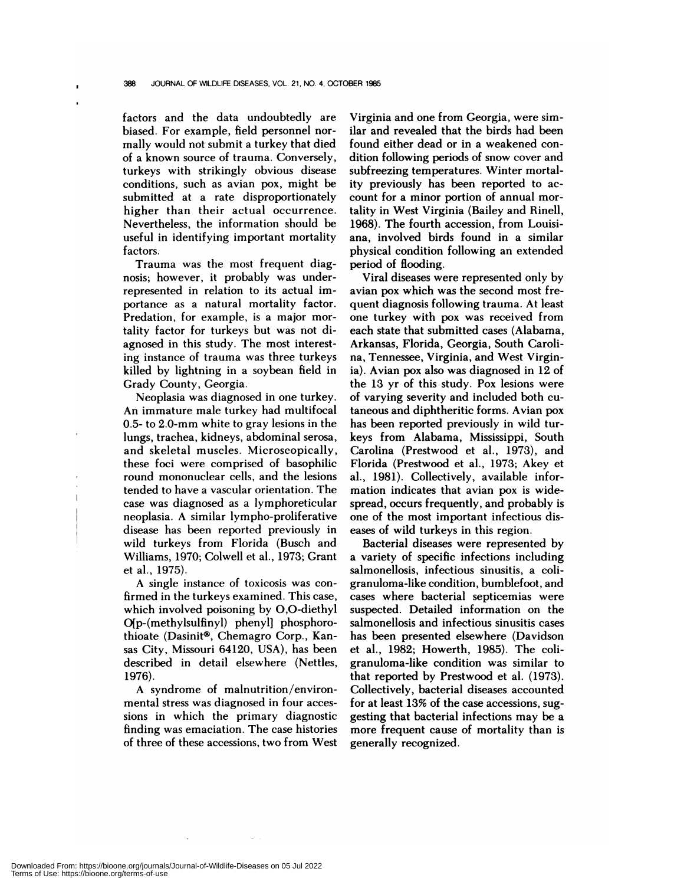factors and the data undoubtedly are biased. For example, field personnel normally would not submit a turkey that died of a known source of trauma. Conversely, turkeys with strikingly obvious disease conditions, such as avian pox, might be submitted at a rate disproportionately higher than their actual occurrence. Nevertheless, the information should be useful in identifying important mortality factors.

Trauma was the most frequent diagnosis; however, it probably was underrepresented in relation to its actual importance as a natural mortality factor. Predation, for example, is a major mortality factor for turkeys but was not diagnosed in this study. The most interesting instance of trauma was three turkeys killed by lightning in a soybean field in Grady County, Georgia.

Neoplasia was diagnosed in one turkey. An immature male turkey had multifocal 0.5- to 2.0-mm white to gray lesions in the lungs, trachea, kidneys, abdominal serosa, and skeletal muscles. Microscopically, these foci were comprised of basophilic round mononuclear cells, and the lesions tended to have a vascular orientation. The case was diagnosed as a lymphoreticular neoplasia. A similar lympho-proliferative disease has been reported previously in wild turkeys from Florida (Busch and Williams, 1970; Colwell et al., 1973; Grant et al., 1975).

A single instance of toxicosis was confirmed in the turkeys examined. This case, which involved poisoning by O,O-diethyl O[p-(methylsulfinyl) phenyl] phosphorothioate (Dasinit®, Chemagro Corp., Kansas City, Missouri 64120, USA), has been described in detail elsewhere (Nettles, 1976).

A syndrome of malnutrition/environmental stress was diagnosed in four accessions in which the primary diagnostic finding was emaciation. The case histories of three of these accessions, two from West Virginia and one from Georgia, were similar and revealed that the birds had been found either dead or in a weakened condition following periods of snow cover and subfreezing temperatures. Winter mortality previously has been reported to account for a minor portion of annual mortality in West Virginia (Bailey and Rinell, 1968). The fourth accession, from Louisiana, involved birds found in a similar physical condition following an extended period of flooding.

Viral diseases were represented only by avian pox which was the second most frequent diagnosis following trauma. At least one turkey with pox was received from each state that submitted cases (Alabama, Arkansas, Florida, Georgia, South Carolina, Tennessee, Virginia, and West Virginia). Avian pox also was diagnosed in 12 of the 13 yr of this study. Pox lesions were of varying severity and included both cutaneous and diphtheritic forms. Avian pox has been reported previously in wild turkeys from Alabama, Mississippi, South Carolina (Prestwood et al., 1973), and Florida (Prestwood et al., 1973; Akey et al., 1981). Collectively, available information indicates that avian pox is widespread, occurs frequently, and probably is one of the most important infectious diseases of wild turkeys in this region.

Bacterial diseases were represented by a variety of specific infections including salmonellosis, infectious sinusitis, a coligranuloma-like condition, bumblefoot, and cases where bacterial septicemias were suspected. Detailed information on the salmonellosis and infectious sinusitis cases has been presented elsewhere (Davidson et al., 1982; Howerth, 1985). The coligranuloma-like condition was similar to that reported by Prestwood et al. (1973). Collectively, bacterial diseases accounted for at least 13% of the case accessions, suggesting that bacterial infections may be a more frequent cause of mortality than is generally recognized.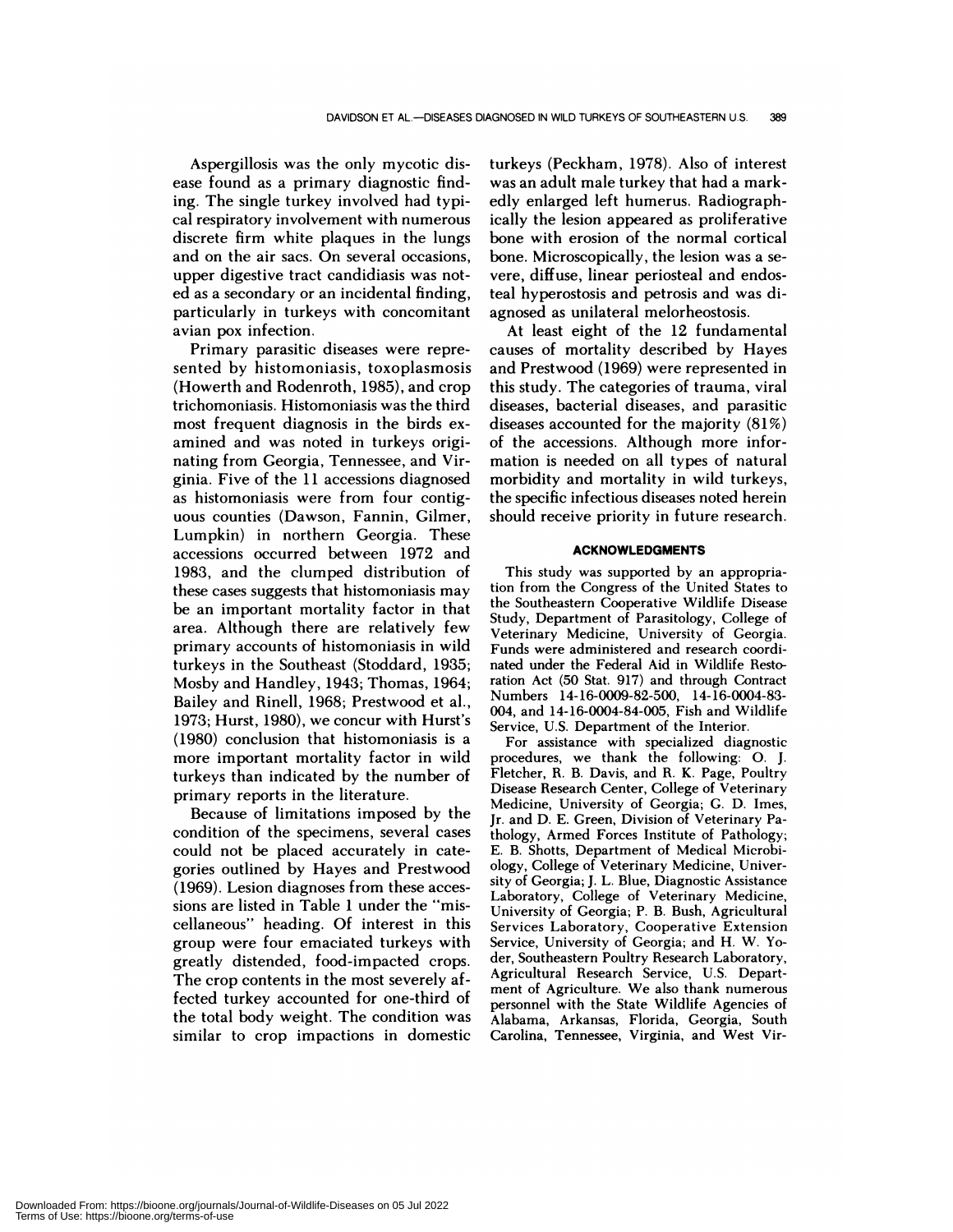Aspergillosis was the only mycotic disease found as a primary diagnostic finding. The single turkey involved had typical respiratory involvement with numerous discrete firm white plaques in the lungs and on the air sacs. On several occasions, upper digestive tract candidiasis was noted as a secondary or an incidental finding, particularly in turkeys with concomitant avian pox infection.

Primary parasitic diseases were represented by histomoniasis, toxoplasmosis (Howerth and Rodenroth, 1985), and crop trichomoniasis. Histomoniasis was the third most frequent diagnosis in the birds examined and was noted in turkeys originating from Georgia, Tennessee, and Virginia. Five of the 11 accessions diagnosed as histomoniasis were from four contiguous counties (Dawson, Fannin, Gilmer, Lumpkin) in northern Georgia. These accessions occurred between 1972 and 1983, and the clumped distribution of these cases suggests that histomoniasis may be an important mortality factor in that area. Although there are relatively few primary accounts of histomoniasis in wild turkeys in the Southeast (Stoddard, 1935; Mosby and Handley, 1943; Thomas, 1964; Bailey and Rinell, 1968; Prestwood et al., 1973; Hurst, 1980), we concur with Hurst's (1980) conclusion that histomoniasis is a more important mortality factor in wild turkeys than indicated by the number of primary reports in the literature.

Because of limitations imposed by the condition of the specimens, several cases could not be placed accurately in categories outlined by Hayes and Prestwood (1969). Lesion diagnoses from these accessions are listed in Table 1 under the "miscellaneous" heading. Of interest in this group were four emaciated turkeys with greatly distended, food-impacted crops. The crop contents in the most severely affected turkey accounted for one-third of the total body weight. The condition was similar to crop impactions in domestic turkeys (Peckham, 1978). Also of interest was an adult male turkey that had a markedly enlarged left humerus. Radiographically the lesion appeared as proliferative bone with erosion of the normal cortical bone. Microscopically, the lesion was a severe, diffuse, linear periosteal and endosteal hyperostosis and petrosis and was diagnosed as unilateral melorheostosis.

At least eight of the 12 fundamental causes of mortality described by Hayes and Prestwood (1969) were represented in this study. The categories of trauma, viral diseases, bacterial diseases, and parasitic diseases accounted for the majority (81%) of the accessions. Although more information is needed on all types of natural morbidity and mortality in wild turkeys, the specific infectious diseases noted herein should receive priority in future research.

## ACKNOWLEDGMENTS

This study was supported by an appropriation from the Congress of the United States to the Southeastern Cooperative Wildlife Disease Study, Department of Parasitology, College of Veterinary Medicine, University of Georgia. Funds were administered and research coordinated under the Federal Aid in Wildlife Restoration Act (50 Stat. 917) and through Contract Numbers 14-16-0009-82-500, 14-16-0004-83-004, and 14-16-0004-84-005, Fish and Wildlife Service, U.S. Department of the Interior.

For assistance with specialized diagnostic procedures, we thank the following: O. J. Fletcher, R. B. Davis, and R. K. Page, Poultry Disease Research Center, College of Veterinary Medicine, University of Georgia; G. D. Imes, Jr. and D. E. Green, Division of Veterinary Pathology, Armed Forces Institute of Pathology; E. B. Shotts, Department of Medical Microbiology, College of Veterinary Medicine, University of Georgia; J. L. Blue, Diagnostic Assistance Laboratory, College of Veterinary Medicine, University of Georgia; P. B. Bush, Agricultural Services Laboratory, Cooperative Extension Service, University of Georgia; and H. W. Yoder, Southeastern Poultry Research Laboratory, Agricultural Research Service, U.S. Department of Agriculture. We also thank numerous personnel with the State Wildlife Agencies of Alabama, Arkansas, Florida, Georgia, South Carolina, Tennessee, Virginia, and West Vir-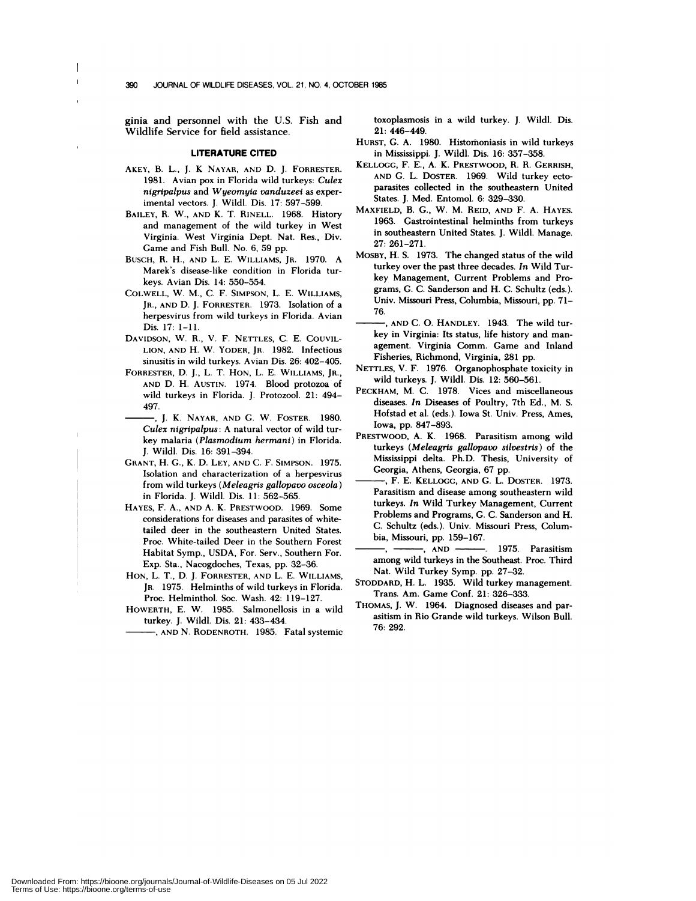ginia and personnel with the U.S. Fish and Wildlife Service for field assistance.

## LITERATURE CITED

AKEY, B. L., J. K NAYAR, AND D. J. FORRESTER. 1981. Avian pox in Florida wild turkeys: *Culex nigripalpus* and *Wyeomyia vanduzeei* as experimental vectors. J. Wildl. Dis. 17: 597–599.

BAILEY, R. W., AND K. T. RINELL. 1968. History and management of the wild turkey in West Virginia. West Virginia Dept. Nat. Res., Div. Game and Fish Bull. No. 6, 59 pp.

BUSCH, R. H., AND L. E. WILLIAMS, JR. 1970. A Marek's disease-like condition in Florida turkeys. Avian Dis. 14: 550–554.

COLWELL, W. M., C. F. SIMPSON, L. E. WILLIAMS, JR., AND D. J. FORRESTER. 1973. Isolation of a herpesvirus from wild turkeys in Florida. Avian Dis. 17: 1–11.

DAVIDSON, W. R., V. F. NETTLES, C. E. COUVILLION, AND H. W. YODER, JR. 1982. Infectious sinusitis in wild turkeys. Avian Dis. 26: 402–405.

FORRESTER, D. J., L. T. HON, L. E. WILLIAMS, JR., AND D. H. AUSTIN. 1974. Blood protozoa of wild turkeys in Florida. J. Protozool. 21: 494–497.

———, J. K. NAYAR, AND G. W. FOSTER. 1980. *Culex nigripalpus*: A natural vector of wild turkey malaria (*Plasmodium hermani*) in Florida. J. Wildl. Dis. 16: 391–394.

GRANT, H. G., K. D. LEY, AND C. F. SIMPSON. 1975. Isolation and characterization of a herpesvirus from wild turkeys (*Meleagris gallopavo osceola*) in Florida. J. Wildl. Dis. 11: 562–565.

HAYES, F. A., AND A. K. PRESTWOOD. 1969. Some considerations for diseases and parasites of white-tailed deer in the southeastern United States. Proc. White-tailed Deer in the Southern Forest Habitat Symp., USDA, For. Serv., Southern For. Exp. Sta., Nacogdoches, Texas, pp. 32–36.

HON, L. T., D. J. FORRESTER, AND L. E. WILLIAMS, JR. 1975. Helminths of wild turkeys in Florida. Proc. Helminthol. Soc. Wash. 42: 119–127.

HOWERTH, E. W. 1985. Salmonellosis in a wild turkey. J. Wildl. Dis. 21: 433–434.

———, AND N. RODENROTH. 1985. Fatal systemic toxoplasmosis in a wild turkey. J. Wildl. Dis. 21: 446–449.

HURST, G. A. 1980. Histomoniasis in wild turkeys in Mississippi. J. Wildl. Dis. 16: 357–358.

KELLOGG, F. E., A. K. PRESTWOOD, R. R. GERRISH, AND G. L. DOSTER. 1969. Wild turkey ectoparasites collected in the southeastern United States. J. Med. Entomol. 6: 329–330.

MAXFIELD, B. G., W. M. REID, AND F. A. HAYES. 1963. Gastrointestinal helminths from turkeys in southeastern United States. J. Wildl. Manage. 27: 261–271.

MOSBY, H. S. 1973. The changed status of the wild turkey over the past three decades. *In* Wild Turkey Management, Current Problems and Programs, G. C. Sanderson and H. C. Schultz (eds.). Univ. Missouri Press, Columbia, Missouri, pp. 71–76.

———, AND C. O. HANDLEY. 1943. The wild turkey in Virginia: Its status, life history and management. Virginia Comm. Game and Inland Fisheries, Richmond, Virginia, 281 pp.

NETTLES, V. F. 1976. Organophosphate toxicity in wild turkeys. J. Wildl. Dis. 12: 560–561.

PECKHAM, M. C. 1978. Vices and miscellaneous diseases. *In* Diseases of Poultry, 7th Ed., M. S. Hofstad et al. (eds.). Iowa St. Univ. Press, Ames, Iowa, pp. 847–893.

PRESTWOOD, A. K. 1968. Parasitism among wild turkeys (*Meleagris gallopavo silvestris*) of the Mississippi delta. Ph.D. Thesis, University of Georgia, Athens, Georgia, 67 pp.

———, F. E. KELLOGG, AND G. L. DOSTER. 1973. Parasitism and disease among southeastern wild turkeys. *In* Wild Turkey Management, Current Problems and Programs, G. C. Sanderson and H. C. Schultz (eds.). Univ. Missouri Press, Columbia, Missouri, pp. 159–167.

———, ———, AND ———. 1975. Parasitism among wild turkeys in the Southeast. Proc. Third Nat. Wild Turkey Symp. pp. 27–32.

STODDARD, H. L. 1935. Wild turkey management. Trans. Am. Game Conf. 21: 326–333.

THOMAS, J. W. 1964. Diagnosed diseases and parasitism in Rio Grande wild turkeys. Wilson Bull. 76: 292.